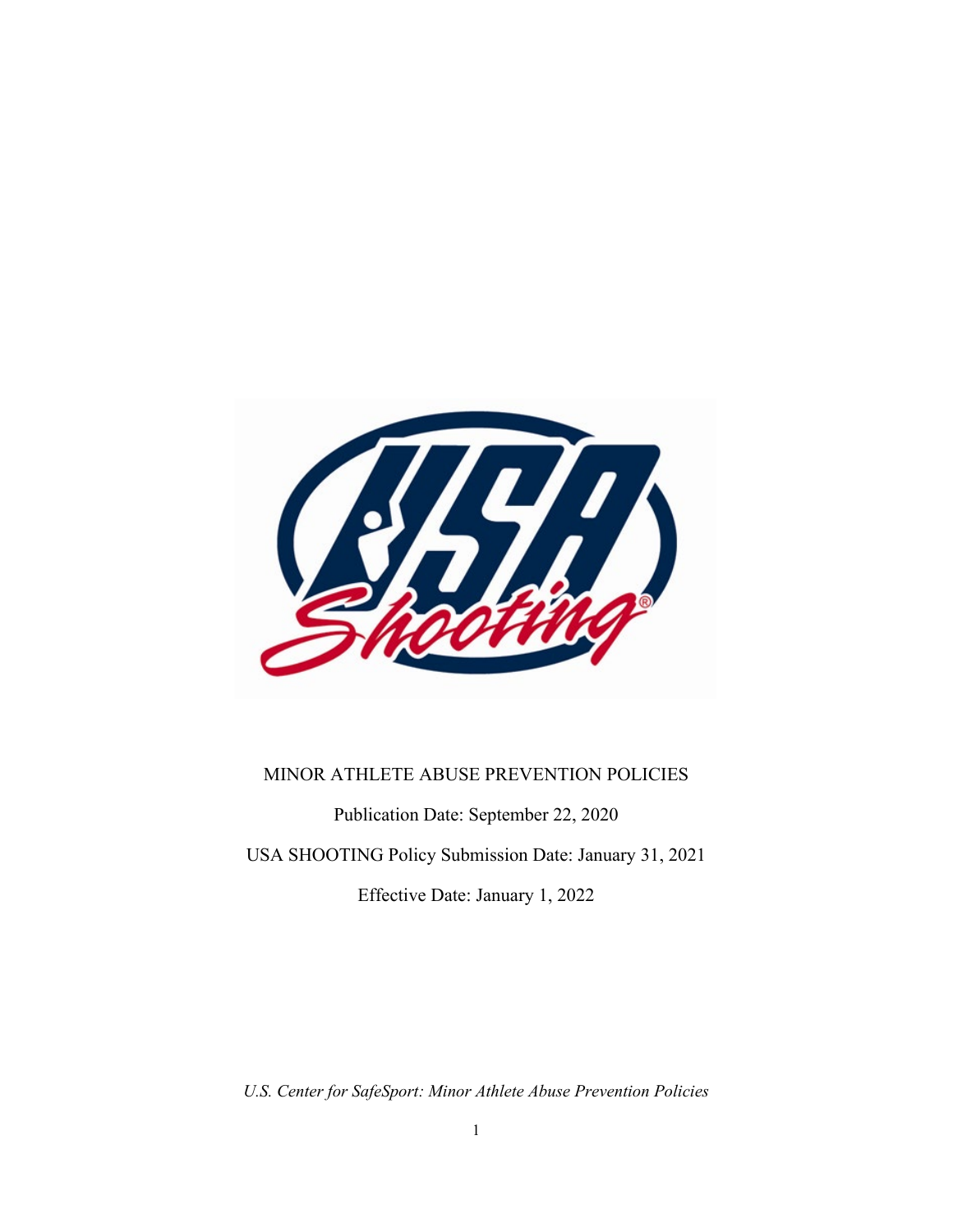MINOR ATHLETE ABUSE PREVENTION POLICIES

Publication Date: September 22, 2020

USA SHOOTING Policy Submission Date: January 31, 2021

Effective Date: January 1, 2022

*U.S. Center for SafeSport: Minor Athlete Abuse Prevention Policies*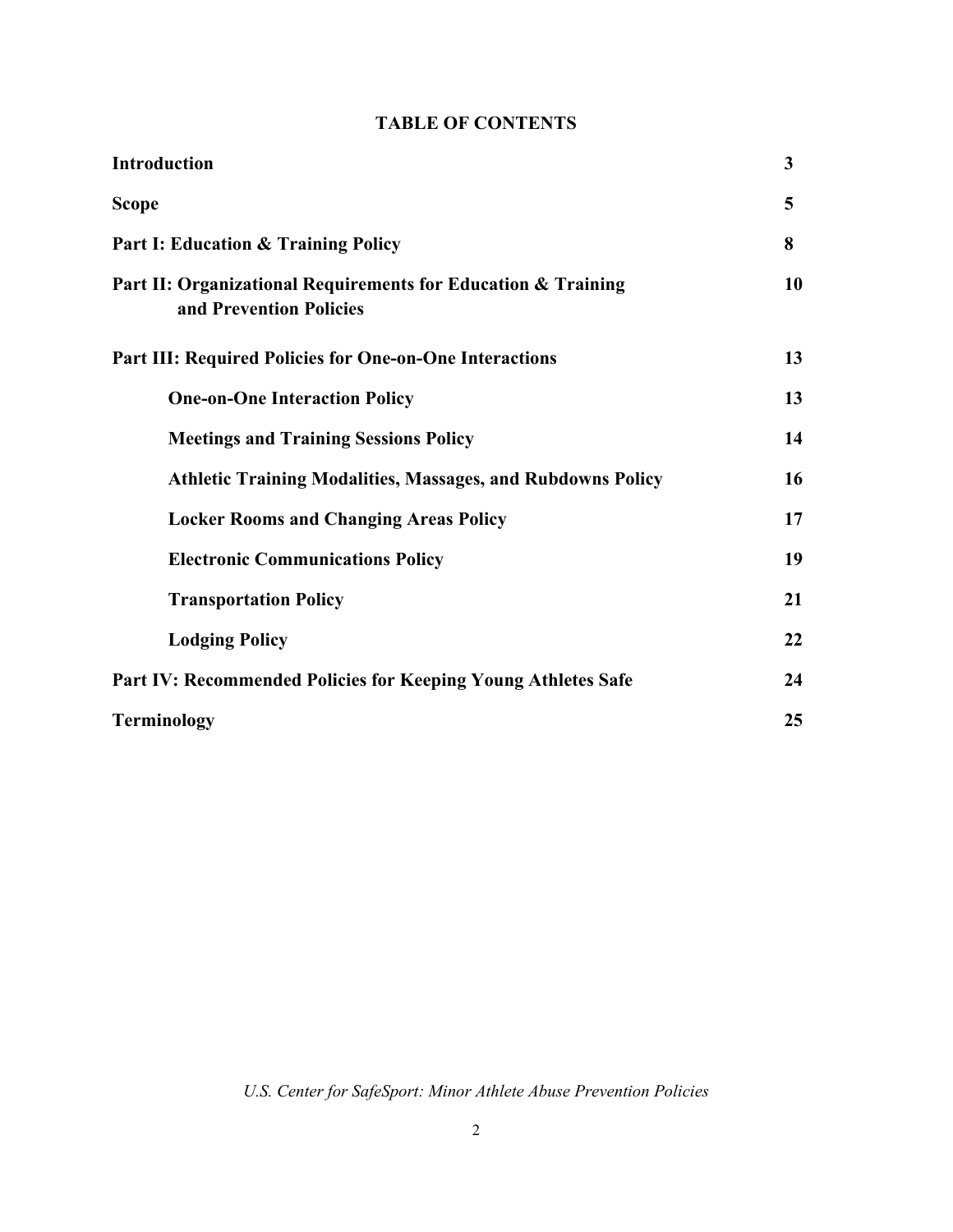## TABLE OF CONTENTS

| | |
|---|---|
| **Introduction** | **3** |
| **Scope** | **5** |
| **Part I: Education & Training Policy** | **8** |
| **Part II: Organizational Requirements for Education & Training and Prevention Policies** | **10** |
| **Part III: Required Policies for One-on-One Interactions** | **13** |
| &nbsp;&nbsp;&nbsp;&nbsp;**One-on-One Interaction Policy** | **13** |
| &nbsp;&nbsp;&nbsp;&nbsp;**Meetings and Training Sessions Policy** | **14** |
| &nbsp;&nbsp;&nbsp;&nbsp;**Athletic Training Modalities, Massages, and Rubdowns Policy** | **16** |
| &nbsp;&nbsp;&nbsp;&nbsp;**Locker Rooms and Changing Areas Policy** | **17** |
| &nbsp;&nbsp;&nbsp;&nbsp;**Electronic Communications Policy** | **19** |
| &nbsp;&nbsp;&nbsp;&nbsp;**Transportation Policy** | **21** |
| &nbsp;&nbsp;&nbsp;&nbsp;**Lodging Policy** | **22** |
| **Part IV: Recommended Policies for Keeping Young Athletes Safe** | **24** |
| **Terminology** | **25** |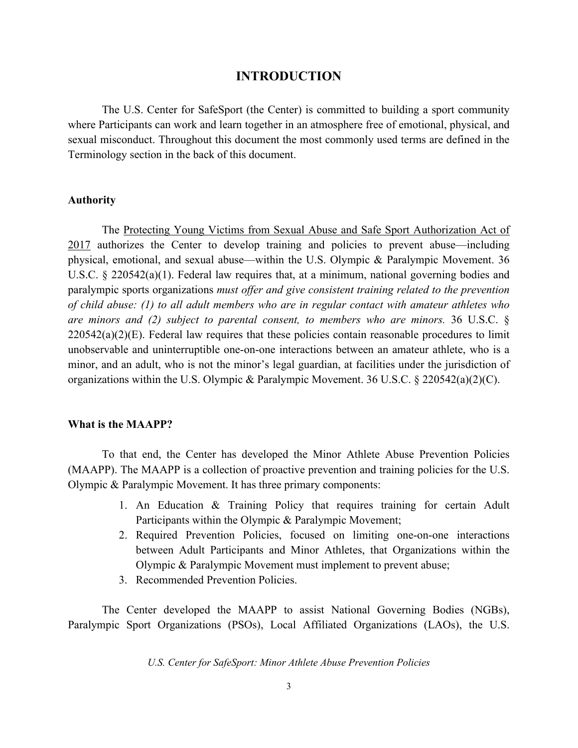# INTRODUCTION

The U.S. Center for SafeSport (the Center) is committed to building a sport community where Participants can work and learn together in an atmosphere free of emotional, physical, and sexual misconduct. Throughout this document the most commonly used terms are defined in the Terminology section in the back of this document.

**Authority**

The Protecting Young Victims from Sexual Abuse and Safe Sport Authorization Act of 2017 authorizes the Center to develop training and policies to prevent abuse—including physical, emotional, and sexual abuse—within the U.S. Olympic & Paralympic Movement. 36 U.S.C. § 220542(a)(1). Federal law requires that, at a minimum, national governing bodies and paralympic sports organizations *must offer and give consistent training related to the prevention of child abuse: (1) to all adult members who are in regular contact with amateur athletes who are minors and (2) subject to parental consent, to members who are minors.* 36 U.S.C. § 220542(a)(2)(E). Federal law requires that these policies contain reasonable procedures to limit unobservable and uninterruptible one-on-one interactions between an amateur athlete, who is a minor, and an adult, who is not the minor's legal guardian, at facilities under the jurisdiction of organizations within the U.S. Olympic & Paralympic Movement. 36 U.S.C. § 220542(a)(2)(C).

**What is the MAAPP?**

To that end, the Center has developed the Minor Athlete Abuse Prevention Policies (MAAPP). The MAAPP is a collection of proactive prevention and training policies for the U.S. Olympic & Paralympic Movement. It has three primary components:

1. An Education & Training Policy that requires training for certain Adult Participants within the Olympic & Paralympic Movement;
2. Required Prevention Policies, focused on limiting one-on-one interactions between Adult Participants and Minor Athletes, that Organizations within the Olympic & Paralympic Movement must implement to prevent abuse;
3. Recommended Prevention Policies.

The Center developed the MAAPP to assist National Governing Bodies (NGBs), Paralympic Sport Organizations (PSOs), Local Affiliated Organizations (LAOs), the U.S.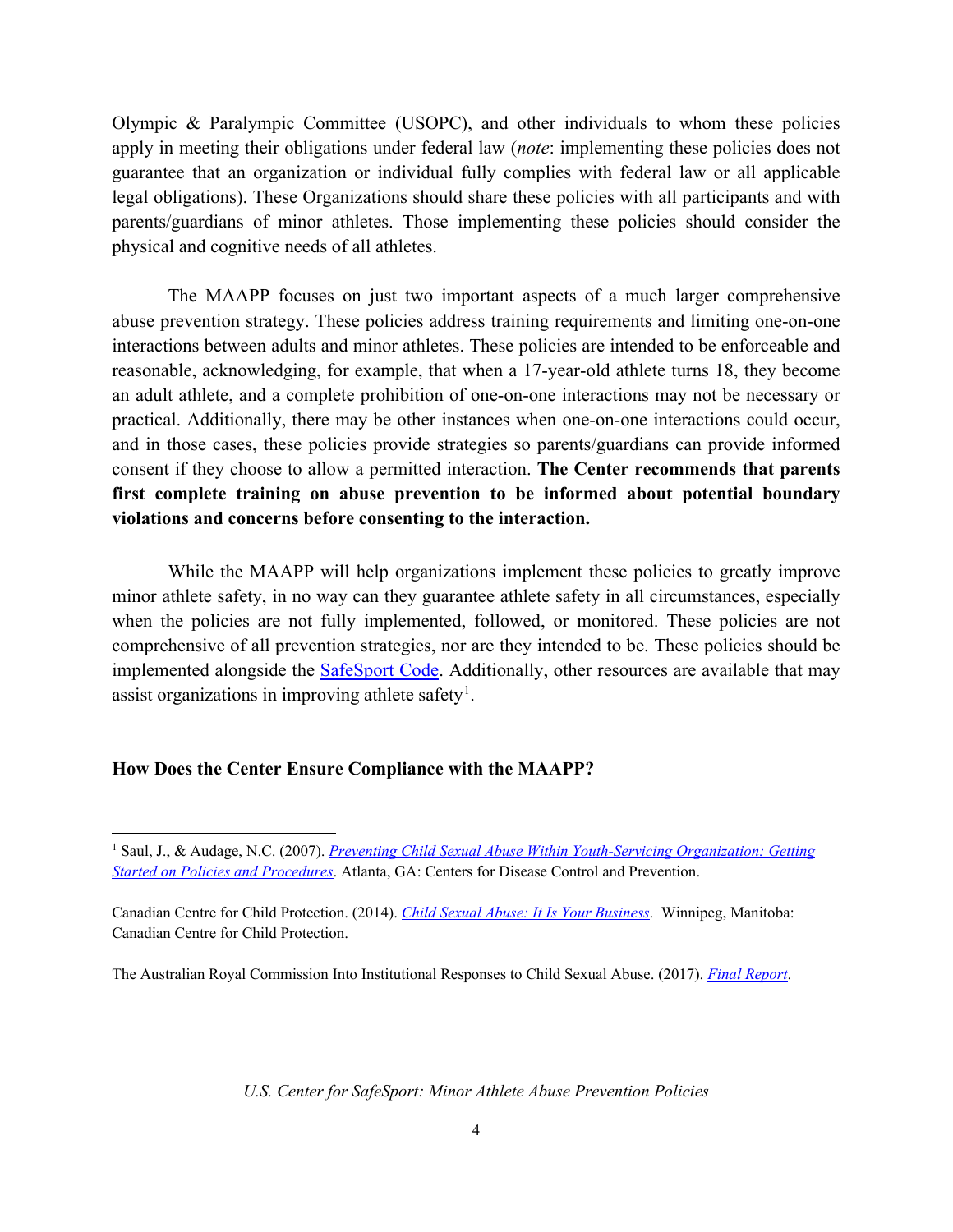Olympic & Paralympic Committee (USOPC), and other individuals to whom these policies apply in meeting their obligations under federal law (*note*: implementing these policies does not guarantee that an organization or individual fully complies with federal law or all applicable legal obligations). These Organizations should share these policies with all participants and with parents/guardians of minor athletes. Those implementing these policies should consider the physical and cognitive needs of all athletes.

The MAAPP focuses on just two important aspects of a much larger comprehensive abuse prevention strategy. These policies address training requirements and limiting one-on-one interactions between adults and minor athletes. These policies are intended to be enforceable and reasonable, acknowledging, for example, that when a 17-year-old athlete turns 18, they become an adult athlete, and a complete prohibition of one-on-one interactions may not be necessary or practical. Additionally, there may be other instances when one-on-one interactions could occur, and in those cases, these policies provide strategies so parents/guardians can provide informed consent if they choose to allow a permitted interaction. **The Center recommends that parents first complete training on abuse prevention to be informed about potential boundary violations and concerns before consenting to the interaction.**

While the MAAPP will help organizations implement these policies to greatly improve minor athlete safety, in no way can they guarantee athlete safety in all circumstances, especially when the policies are not fully implemented, followed, or monitored. These policies are not comprehensive of all prevention strategies, nor are they intended to be. These policies should be implemented alongside the SafeSport Code. Additionally, other resources are available that may assist organizations in improving athlete safety[1].

**How Does the Center Ensure Compliance with the MAAPP?**

---

[1] Saul, J., & Audage, N.C. (2007). *Preventing Child Sexual Abuse Within Youth-Servicing Organization: Getting Started on Policies and Procedures*. Atlanta, GA: Centers for Disease Control and Prevention.

Canadian Centre for Child Protection. (2014). *Child Sexual Abuse: It Is Your Business*. Winnipeg, Manitoba: Canadian Centre for Child Protection.

The Australian Royal Commission Into Institutional Responses to Child Sexual Abuse. (2017). *Final Report*.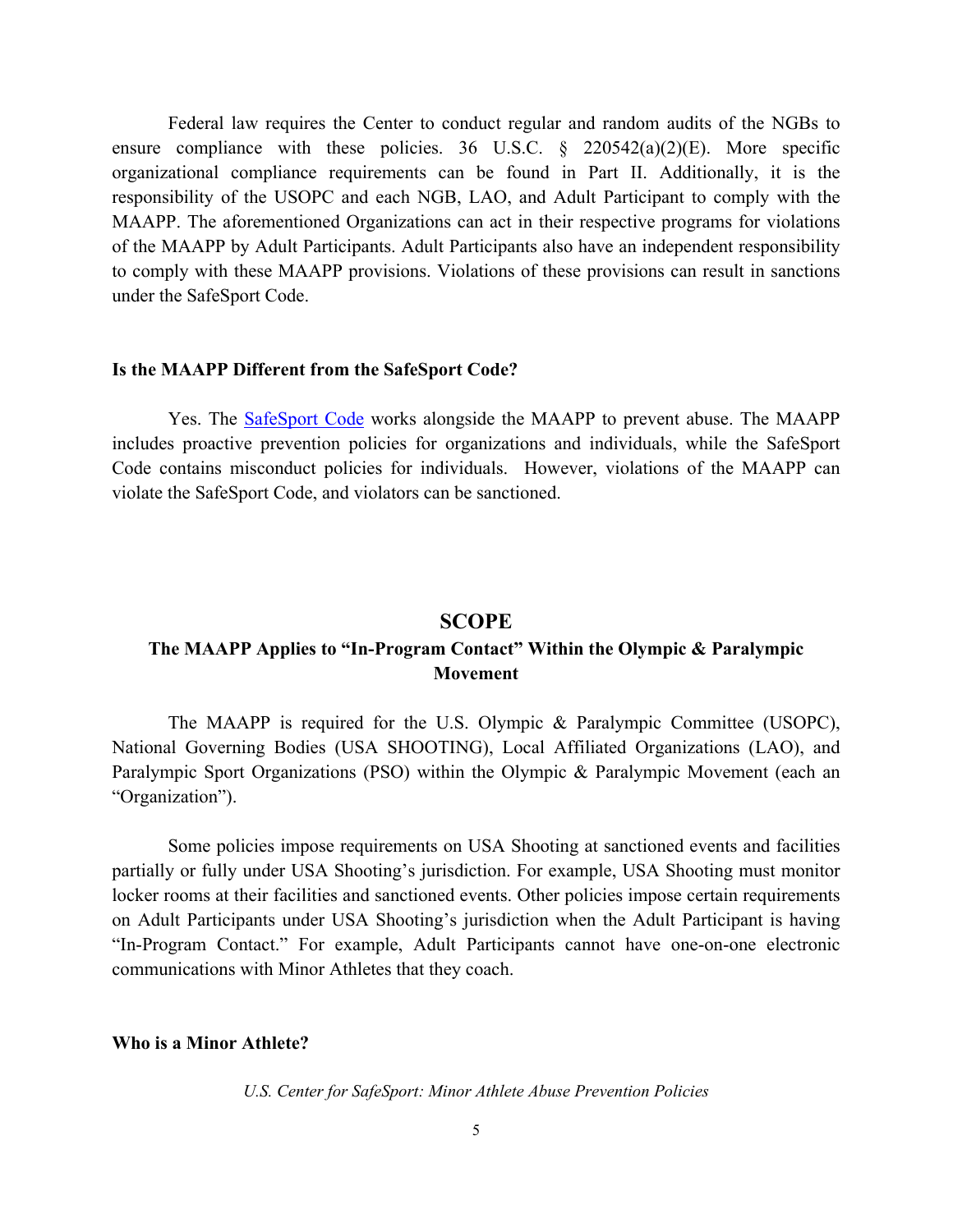Federal law requires the Center to conduct regular and random audits of the NGBs to ensure compliance with these policies. 36 U.S.C. § 220542(a)(2)(E). More specific organizational compliance requirements can be found in Part II. Additionally, it is the responsibility of the USOPC and each NGB, LAO, and Adult Participant to comply with the MAAPP. The aforementioned Organizations can act in their respective programs for violations of the MAAPP by Adult Participants. Adult Participants also have an independent responsibility to comply with these MAAPP provisions. Violations of these provisions can result in sanctions under the SafeSport Code.

**Is the MAAPP Different from the SafeSport Code?**

Yes. The SafeSport Code works alongside the MAAPP to prevent abuse. The MAAPP includes proactive prevention policies for organizations and individuals, while the SafeSport Code contains misconduct policies for individuals. However, violations of the MAAPP can violate the SafeSport Code, and violators can be sanctioned.

## SCOPE

### The MAAPP Applies to "In-Program Contact" Within the Olympic & Paralympic Movement

The MAAPP is required for the U.S. Olympic & Paralympic Committee (USOPC), National Governing Bodies (USA SHOOTING), Local Affiliated Organizations (LAO), and Paralympic Sport Organizations (PSO) within the Olympic & Paralympic Movement (each an "Organization").

Some policies impose requirements on USA Shooting at sanctioned events and facilities partially or fully under USA Shooting's jurisdiction. For example, USA Shooting must monitor locker rooms at their facilities and sanctioned events. Other policies impose certain requirements on Adult Participants under USA Shooting's jurisdiction when the Adult Participant is having "In-Program Contact." For example, Adult Participants cannot have one-on-one electronic communications with Minor Athletes that they coach.

**Who is a Minor Athlete?**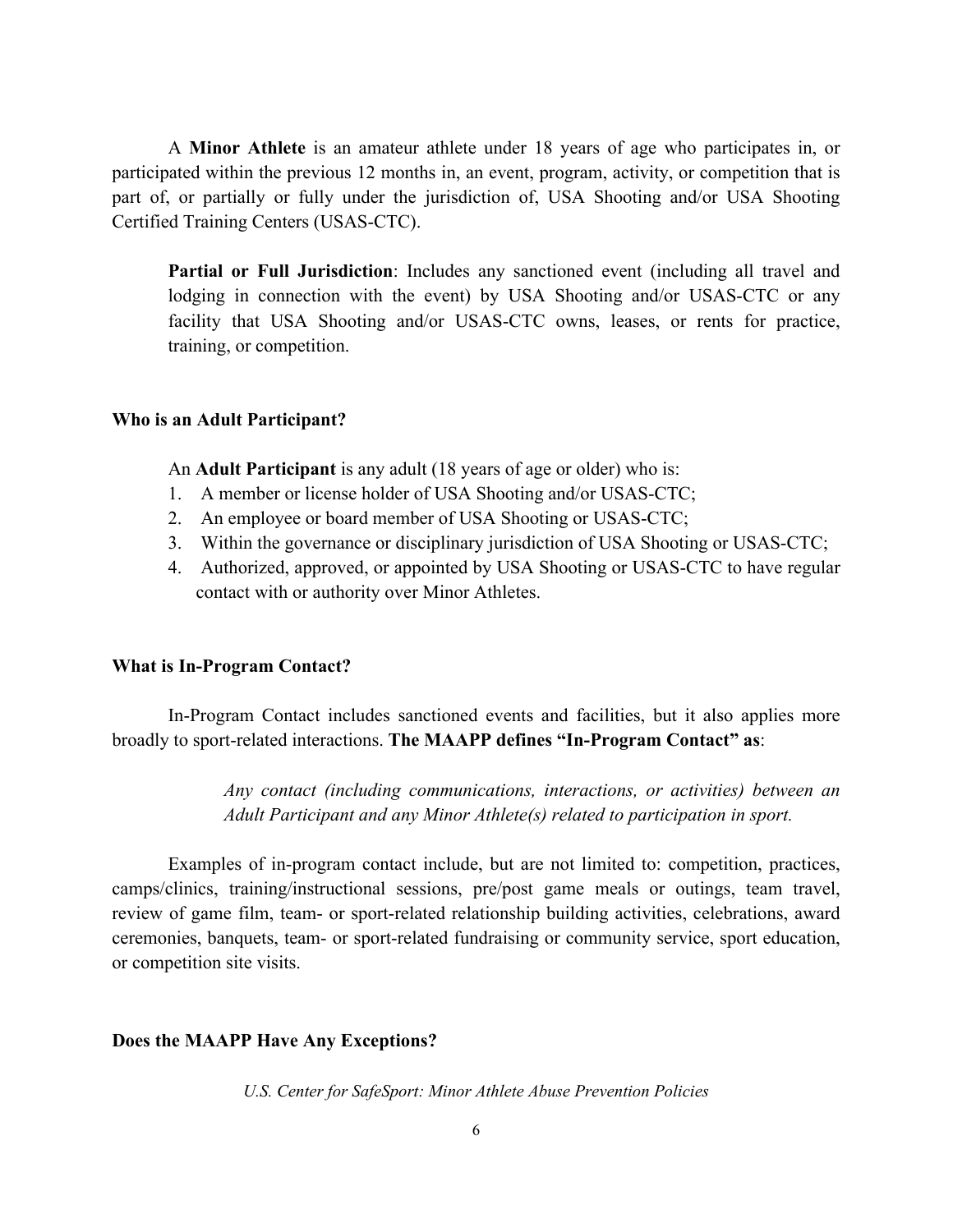A **Minor Athlete** is an amateur athlete under 18 years of age who participates in, or participated within the previous 12 months in, an event, program, activity, or competition that is part of, or partially or fully under the jurisdiction of, USA Shooting and/or USA Shooting Certified Training Centers (USAS-CTC).

> **Partial or Full Jurisdiction**: Includes any sanctioned event (including all travel and lodging in connection with the event) by USA Shooting and/or USAS-CTC or any facility that USA Shooting and/or USAS-CTC owns, leases, or rents for practice, training, or competition.

### Who is an Adult Participant?

An **Adult Participant** is any adult (18 years of age or older) who is:

1. A member or license holder of USA Shooting and/or USAS-CTC;
2. An employee or board member of USA Shooting or USAS-CTC;
3. Within the governance or disciplinary jurisdiction of USA Shooting or USAS-CTC;
4. Authorized, approved, or appointed by USA Shooting or USAS-CTC to have regular contact with or authority over Minor Athletes.

### What is In-Program Contact?

In-Program Contact includes sanctioned events and facilities, but it also applies more broadly to sport-related interactions. **The MAAPP defines "In-Program Contact" as**:

> *Any contact (including communications, interactions, or activities) between an Adult Participant and any Minor Athlete(s) related to participation in sport.*

Examples of in-program contact include, but are not limited to: competition, practices, camps/clinics, training/instructional sessions, pre/post game meals or outings, team travel, review of game film, team- or sport-related relationship building activities, celebrations, award ceremonies, banquets, team- or sport-related fundraising or community service, sport education, or competition site visits.

### Does the MAAPP Have Any Exceptions?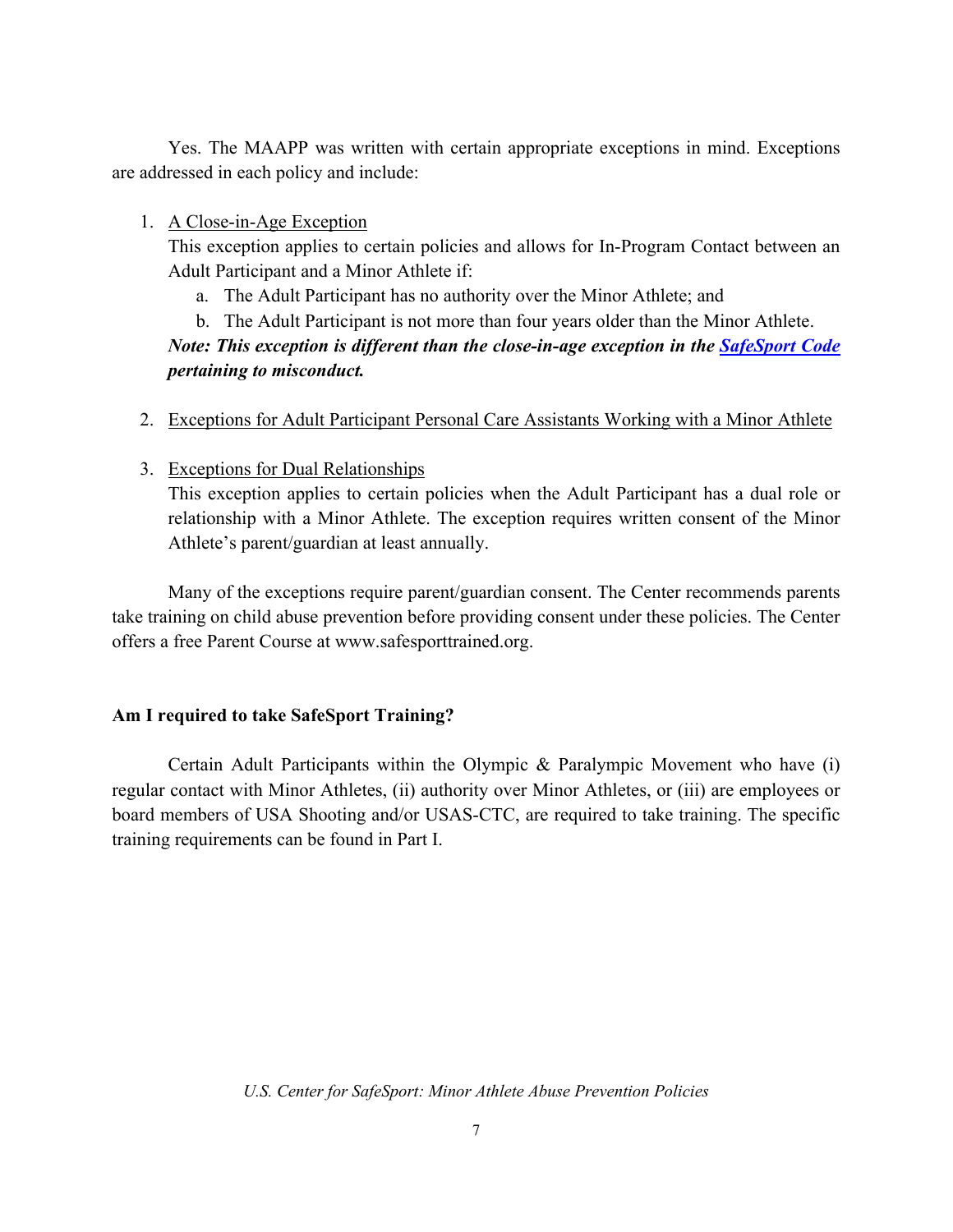Yes. The MAAPP was written with certain appropriate exceptions in mind. Exceptions are addressed in each policy and include:

1. A Close-in-Age Exception
   This exception applies to certain policies and allows for In-Program Contact between an Adult Participant and a Minor Athlete if:
   a. The Adult Participant has no authority over the Minor Athlete; and
   b. The Adult Participant is not more than four years older than the Minor Athlete.

   ***Note: This exception is different than the close-in-age exception in the [SafeSport Code](#) pertaining to misconduct.***

2. Exceptions for Adult Participant Personal Care Assistants Working with a Minor Athlete

3. Exceptions for Dual Relationships
   This exception applies to certain policies when the Adult Participant has a dual role or relationship with a Minor Athlete. The exception requires written consent of the Minor Athlete's parent/guardian at least annually.

Many of the exceptions require parent/guardian consent. The Center recommends parents take training on child abuse prevention before providing consent under these policies. The Center offers a free Parent Course at www.safesporttrained.org.

**Am I required to take SafeSport Training?**

Certain Adult Participants within the Olympic & Paralympic Movement who have (i) regular contact with Minor Athletes, (ii) authority over Minor Athletes, or (iii) are employees or board members of USA Shooting and/or USAS-CTC, are required to take training. The specific training requirements can be found in Part I.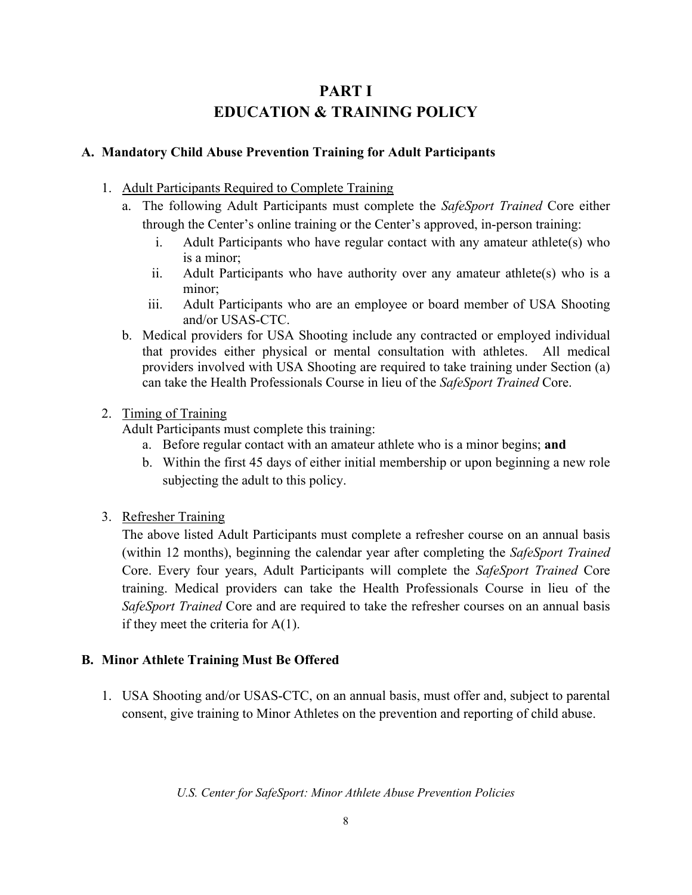# PART I
# EDUCATION & TRAINING POLICY

### A. Mandatory Child Abuse Prevention Training for Adult Participants

1. Adult Participants Required to Complete Training
   a. The following Adult Participants must complete the *SafeSport Trained* Core either through the Center's online training or the Center's approved, in-person training:
      i. Adult Participants who have regular contact with any amateur athlete(s) who is a minor;
      ii. Adult Participants who have authority over any amateur athlete(s) who is a minor;
      iii. Adult Participants who are an employee or board member of USA Shooting and/or USAS-CTC.
   b. Medical providers for USA Shooting include any contracted or employed individual that provides either physical or mental consultation with athletes. All medical providers involved with USA Shooting are required to take training under Section (a) can take the Health Professionals Course in lieu of the *SafeSport Trained* Core.

2. Timing of Training
   Adult Participants must complete this training:
   a. Before regular contact with an amateur athlete who is a minor begins; **and**
   b. Within the first 45 days of either initial membership or upon beginning a new role subjecting the adult to this policy.

3. Refresher Training
   The above listed Adult Participants must complete a refresher course on an annual basis (within 12 months), beginning the calendar year after completing the *SafeSport Trained* Core. Every four years, Adult Participants will complete the *SafeSport Trained* Core training. Medical providers can take the Health Professionals Course in lieu of the *SafeSport Trained* Core and are required to take the refresher courses on an annual basis if they meet the criteria for A(1).

### B. Minor Athlete Training Must Be Offered

1. USA Shooting and/or USAS-CTC, on an annual basis, must offer and, subject to parental consent, give training to Minor Athletes on the prevention and reporting of child abuse.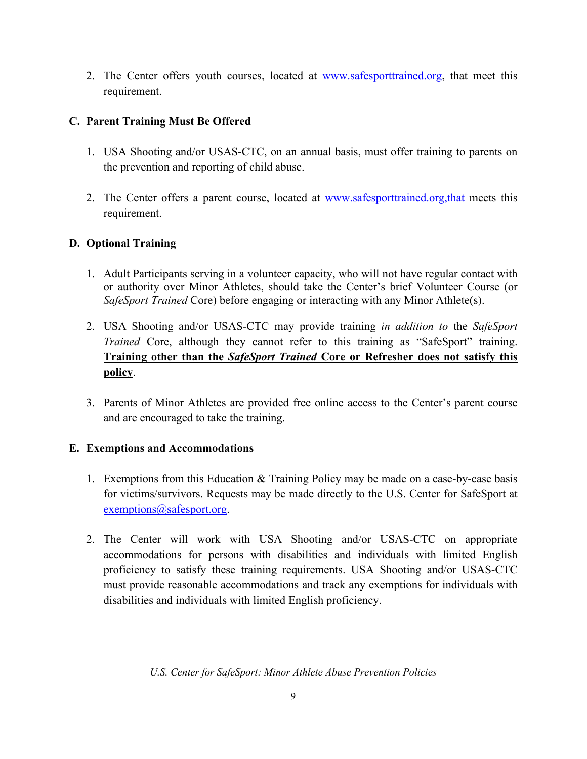2. The Center offers youth courses, located at www.safesporttrained.org, that meet this requirement.

### C. Parent Training Must Be Offered

1. USA Shooting and/or USAS-CTC, on an annual basis, must offer training to parents on the prevention and reporting of child abuse.

2. The Center offers a parent course, located at www.safesporttrained.org,that meets this requirement.

### D. Optional Training

1. Adult Participants serving in a volunteer capacity, who will not have regular contact with or authority over Minor Athletes, should take the Center's brief Volunteer Course (or *SafeSport Trained* Core) before engaging or interacting with any Minor Athlete(s).

2. USA Shooting and/or USAS-CTC may provide training *in addition to* the *SafeSport Trained* Core, although they cannot refer to this training as "SafeSport" training. **Training other than the *SafeSport Trained* Core or Refresher does not satisfy this policy**.

3. Parents of Minor Athletes are provided free online access to the Center's parent course and are encouraged to take the training.

### E. Exemptions and Accommodations

1. Exemptions from this Education & Training Policy may be made on a case-by-case basis for victims/survivors. Requests may be made directly to the U.S. Center for SafeSport at exemptions@safesport.org.

2. The Center will work with USA Shooting and/or USAS-CTC on appropriate accommodations for persons with disabilities and individuals with limited English proficiency to satisfy these training requirements. USA Shooting and/or USAS-CTC must provide reasonable accommodations and track any exemptions for individuals with disabilities and individuals with limited English proficiency.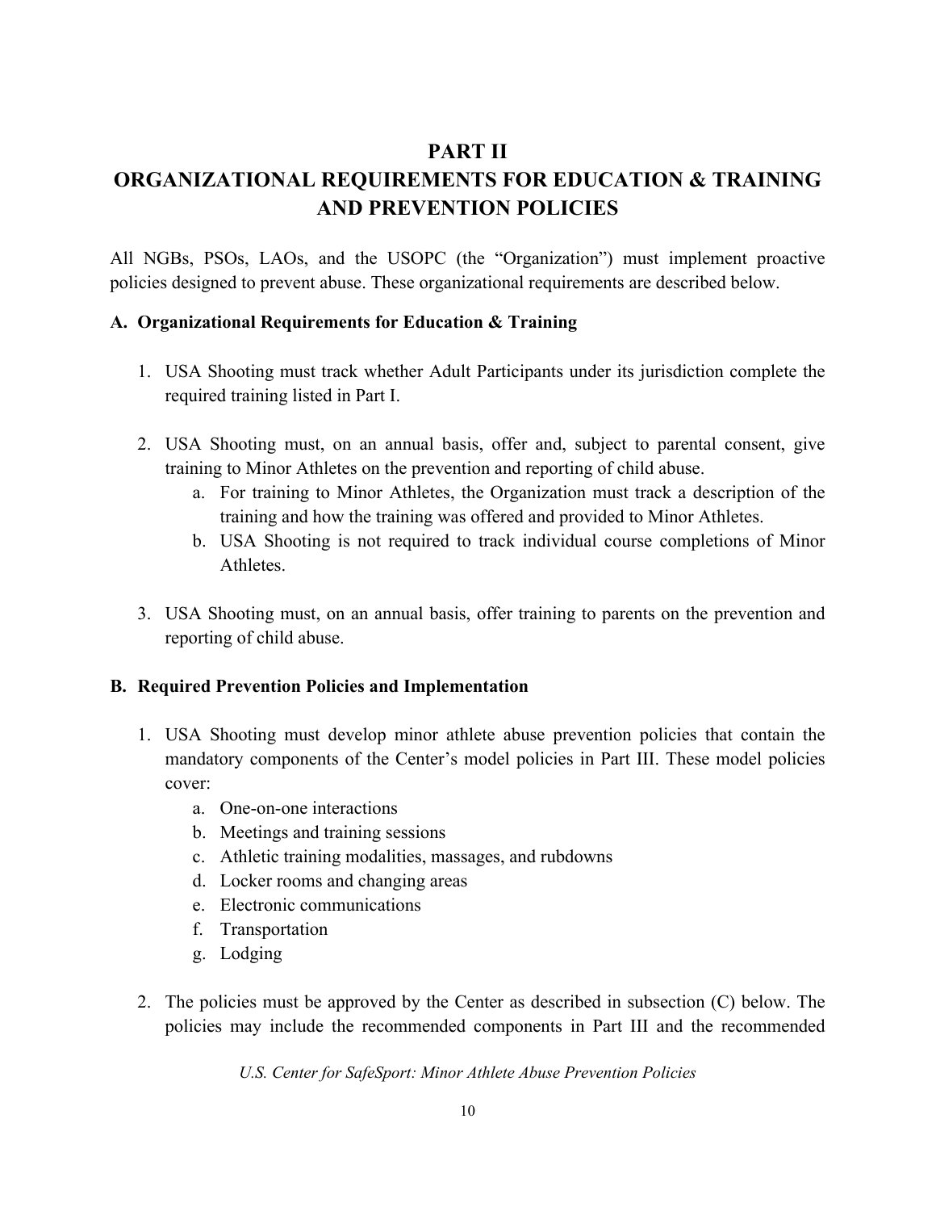# PART II
# ORGANIZATIONAL REQUIREMENTS FOR EDUCATION & TRAINING AND PREVENTION POLICIES

All NGBs, PSOs, LAOs, and the USOPC (the "Organization") must implement proactive policies designed to prevent abuse. These organizational requirements are described below.

## A. Organizational Requirements for Education & Training

1. USA Shooting must track whether Adult Participants under its jurisdiction complete the required training listed in Part I.

2. USA Shooting must, on an annual basis, offer and, subject to parental consent, give training to Minor Athletes on the prevention and reporting of child abuse.
   a. For training to Minor Athletes, the Organization must track a description of the training and how the training was offered and provided to Minor Athletes.
   b. USA Shooting is not required to track individual course completions of Minor Athletes.

3. USA Shooting must, on an annual basis, offer training to parents on the prevention and reporting of child abuse.

## B. Required Prevention Policies and Implementation

1. USA Shooting must develop minor athlete abuse prevention policies that contain the mandatory components of the Center's model policies in Part III. These model policies cover:
   a. One-on-one interactions
   b. Meetings and training sessions
   c. Athletic training modalities, massages, and rubdowns
   d. Locker rooms and changing areas
   e. Electronic communications
   f. Transportation
   g. Lodging

2. The policies must be approved by the Center as described in subsection (C) below. The policies may include the recommended components in Part III and the recommended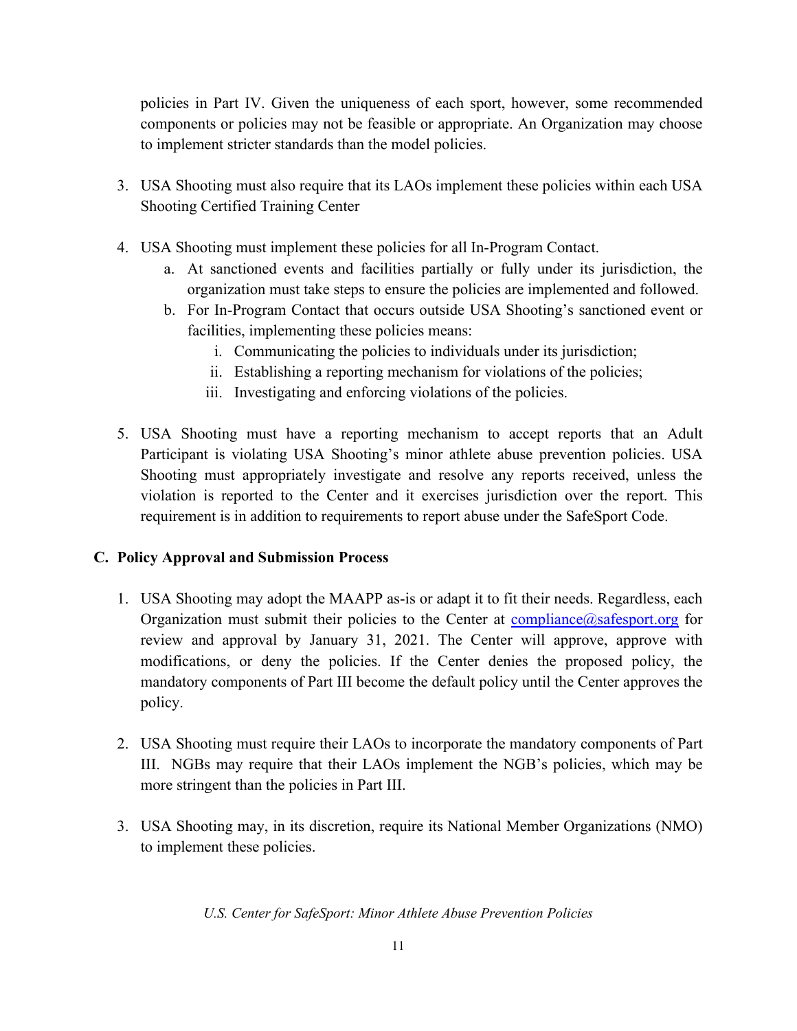policies in Part IV. Given the uniqueness of each sport, however, some recommended components or policies may not be feasible or appropriate. An Organization may choose to implement stricter standards than the model policies.

3. USA Shooting must also require that its LAOs implement these policies within each USA Shooting Certified Training Center

4. USA Shooting must implement these policies for all In-Program Contact.
   a. At sanctioned events and facilities partially or fully under its jurisdiction, the organization must take steps to ensure the policies are implemented and followed.
   b. For In-Program Contact that occurs outside USA Shooting's sanctioned event or facilities, implementing these policies means:
      i. Communicating the policies to individuals under its jurisdiction;
      ii. Establishing a reporting mechanism for violations of the policies;
      iii. Investigating and enforcing violations of the policies.

5. USA Shooting must have a reporting mechanism to accept reports that an Adult Participant is violating USA Shooting's minor athlete abuse prevention policies. USA Shooting must appropriately investigate and resolve any reports received, unless the violation is reported to the Center and it exercises jurisdiction over the report. This requirement is in addition to requirements to report abuse under the SafeSport Code.

### C. Policy Approval and Submission Process

1. USA Shooting may adopt the MAAPP as-is or adapt it to fit their needs. Regardless, each Organization must submit their policies to the Center at compliance@safesport.org for review and approval by January 31, 2021. The Center will approve, approve with modifications, or deny the policies. If the Center denies the proposed policy, the mandatory components of Part III become the default policy until the Center approves the policy.

2. USA Shooting must require their LAOs to incorporate the mandatory components of Part III. NGBs may require that their LAOs implement the NGB's policies, which may be more stringent than the policies in Part III.

3. USA Shooting may, in its discretion, require its National Member Organizations (NMO) to implement these policies.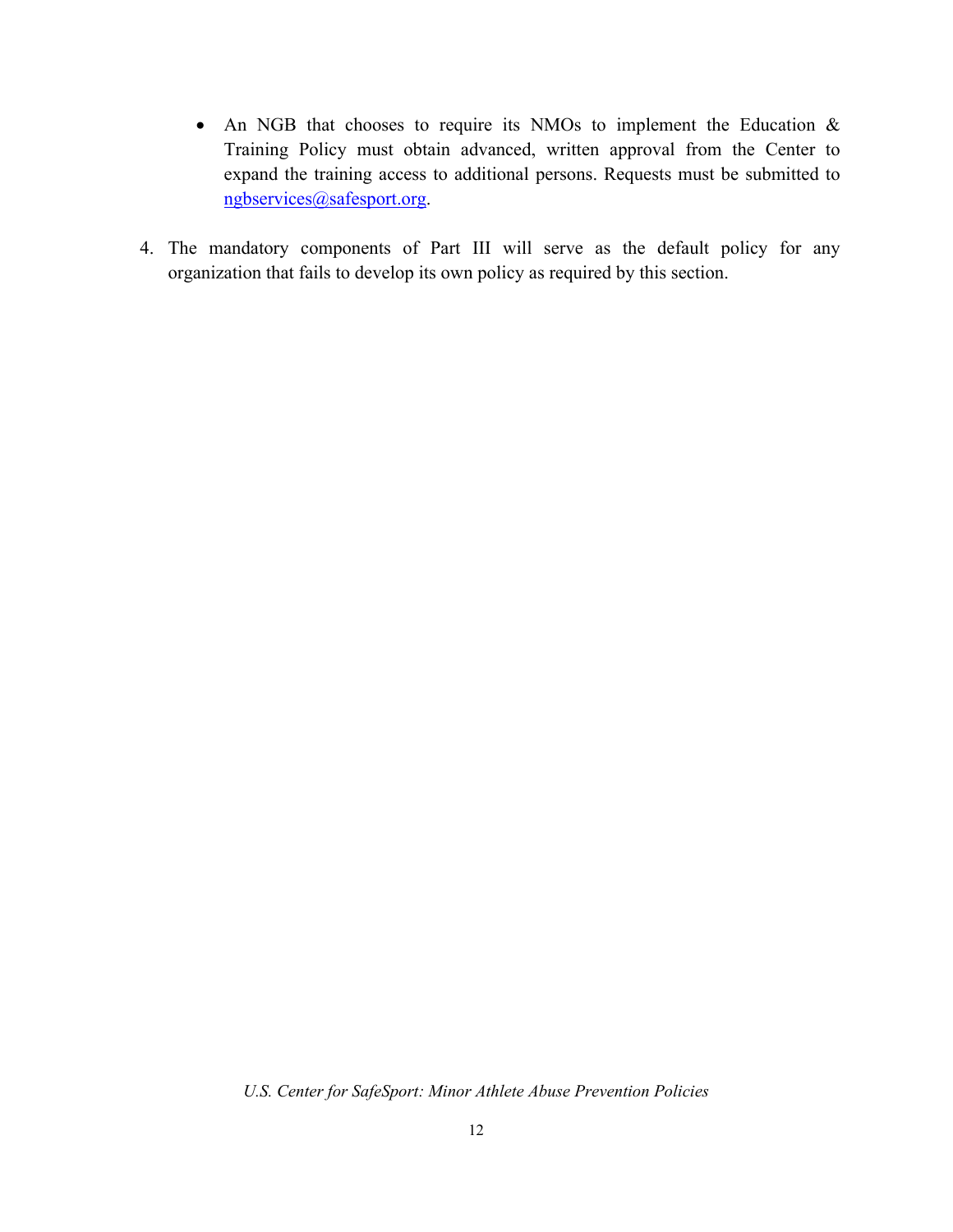- An NGB that chooses to require its NMOs to implement the Education & Training Policy must obtain advanced, written approval from the Center to expand the training access to additional persons. Requests must be submitted to ngbservices@safesport.org.

4. The mandatory components of Part III will serve as the default policy for any organization that fails to develop its own policy as required by this section.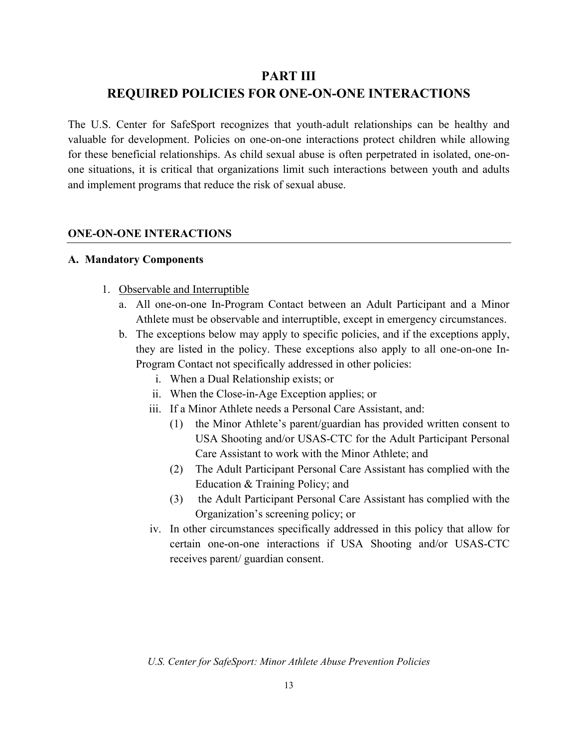# PART III
# REQUIRED POLICIES FOR ONE-ON-ONE INTERACTIONS

The U.S. Center for SafeSport recognizes that youth-adult relationships can be healthy and valuable for development. Policies on one-on-one interactions protect children while allowing for these beneficial relationships. As child sexual abuse is often perpetrated in isolated, one-on-one situations, it is critical that organizations limit such interactions between youth and adults and implement programs that reduce the risk of sexual abuse.

## ONE-ON-ONE INTERACTIONS

### A. Mandatory Components

1. <u>Observable and Interruptible</u>
   a. All one-on-one In-Program Contact between an Adult Participant and a Minor Athlete must be observable and interruptible, except in emergency circumstances.
   b. The exceptions below may apply to specific policies, and if the exceptions apply, they are listed in the policy. These exceptions also apply to all one-on-one In-Program Contact not specifically addressed in other policies:
      i. When a Dual Relationship exists; or
      ii. When the Close-in-Age Exception applies; or
      iii. If a Minor Athlete needs a Personal Care Assistant, and:
         (1) the Minor Athlete's parent/guardian has provided written consent to USA Shooting and/or USAS-CTC for the Adult Participant Personal Care Assistant to work with the Minor Athlete; and
         (2) The Adult Participant Personal Care Assistant has complied with the Education & Training Policy; and
         (3) the Adult Participant Personal Care Assistant has complied with the Organization's screening policy; or
      iv. In other circumstances specifically addressed in this policy that allow for certain one-on-one interactions if USA Shooting and/or USAS-CTC receives parent/ guardian consent.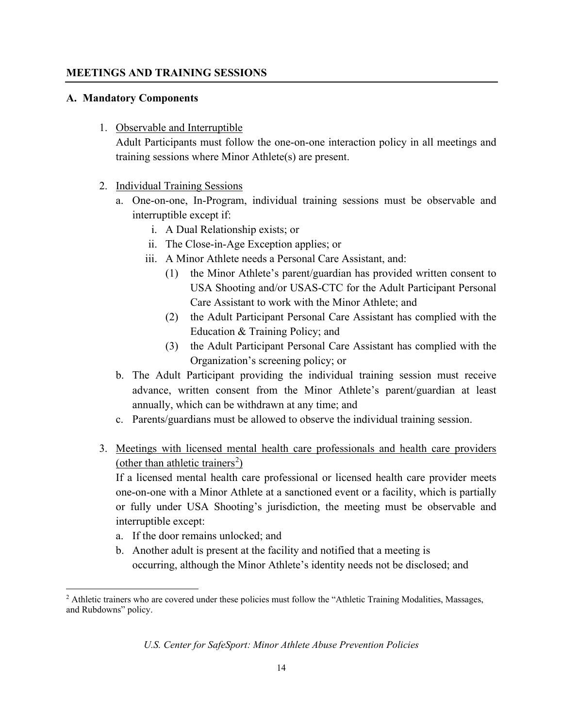## MEETINGS AND TRAINING SESSIONS

### A. Mandatory Components

1. Observable and Interruptible
   Adult Participants must follow the one-on-one interaction policy in all meetings and training sessions where Minor Athlete(s) are present.

2. Individual Training Sessions
   a. One-on-one, In-Program, individual training sessions must be observable and interruptible except if:
      i. A Dual Relationship exists; or
      ii. The Close-in-Age Exception applies; or
      iii. A Minor Athlete needs a Personal Care Assistant, and:
         (1) the Minor Athlete's parent/guardian has provided written consent to USA Shooting and/or USAS-CTC for the Adult Participant Personal Care Assistant to work with the Minor Athlete; and
         (2) the Adult Participant Personal Care Assistant has complied with the Education & Training Policy; and
         (3) the Adult Participant Personal Care Assistant has complied with the Organization's screening policy; or
   b. The Adult Participant providing the individual training session must receive advance, written consent from the Minor Athlete's parent/guardian at least annually, which can be withdrawn at any time; and
   c. Parents/guardians must be allowed to observe the individual training session.

3. Meetings with licensed mental health care professionals and health care providers (other than athletic trainers[2])
   If a licensed mental health care professional or licensed health care provider meets one-on-one with a Minor Athlete at a sanctioned event or a facility, which is partially or fully under USA Shooting's jurisdiction, the meeting must be observable and interruptible except:
   a. If the door remains unlocked; and
   b. Another adult is present at the facility and notified that a meeting is occurring, although the Minor Athlete's identity needs not be disclosed; and

[2] Athletic trainers who are covered under these policies must follow the "Athletic Training Modalities, Massages, and Rubdowns" policy.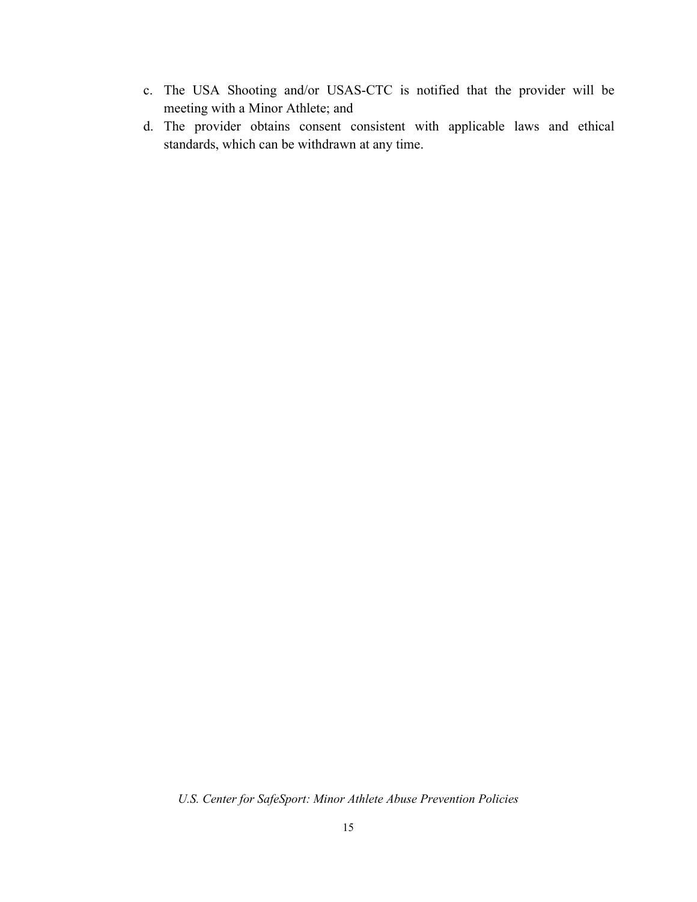c. The USA Shooting and/or USAS-CTC is notified that the provider will be meeting with a Minor Athlete; and
d. The provider obtains consent consistent with applicable laws and ethical standards, which can be withdrawn at any time.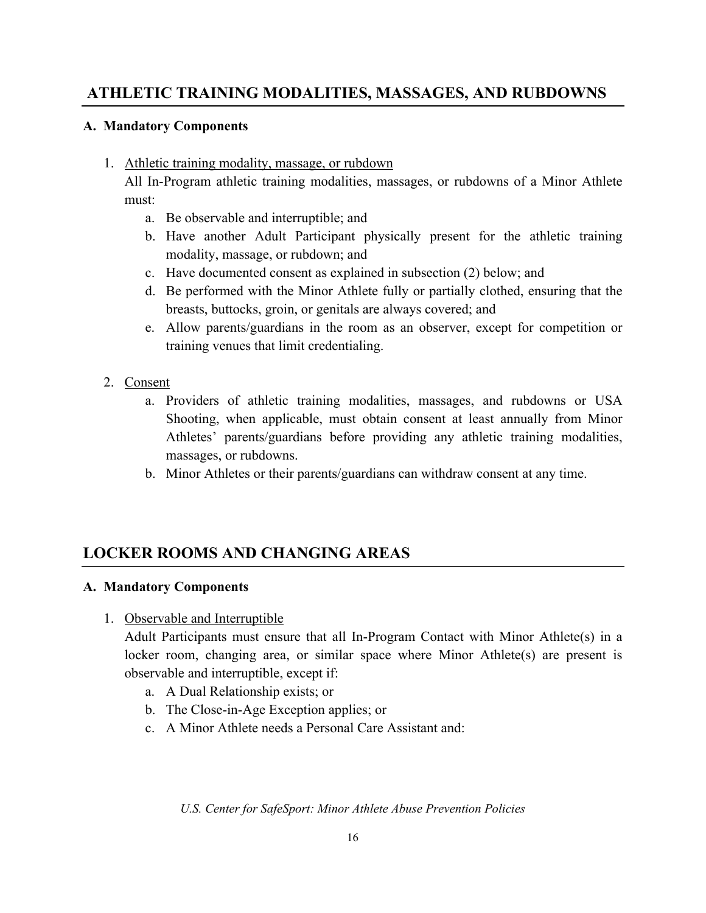## ATHLETIC TRAINING MODALITIES, MASSAGES, AND RUBDOWNS

### A. Mandatory Components

1. Athletic training modality, massage, or rubdown

   All In-Program athletic training modalities, massages, or rubdowns of a Minor Athlete must:

   a. Be observable and interruptible; and
   b. Have another Adult Participant physically present for the athletic training modality, massage, or rubdown; and
   c. Have documented consent as explained in subsection (2) below; and
   d. Be performed with the Minor Athlete fully or partially clothed, ensuring that the breasts, buttocks, groin, or genitals are always covered; and
   e. Allow parents/guardians in the room as an observer, except for competition or training venues that limit credentialing.

2. Consent

   a. Providers of athletic training modalities, massages, and rubdowns or USA Shooting, when applicable, must obtain consent at least annually from Minor Athletes' parents/guardians before providing any athletic training modalities, massages, or rubdowns.
   b. Minor Athletes or their parents/guardians can withdraw consent at any time.

## LOCKER ROOMS AND CHANGING AREAS

### A. Mandatory Components

1. Observable and Interruptible

   Adult Participants must ensure that all In-Program Contact with Minor Athlete(s) in a locker room, changing area, or similar space where Minor Athlete(s) are present is observable and interruptible, except if:

   a. A Dual Relationship exists; or
   b. The Close-in-Age Exception applies; or
   c. A Minor Athlete needs a Personal Care Assistant and: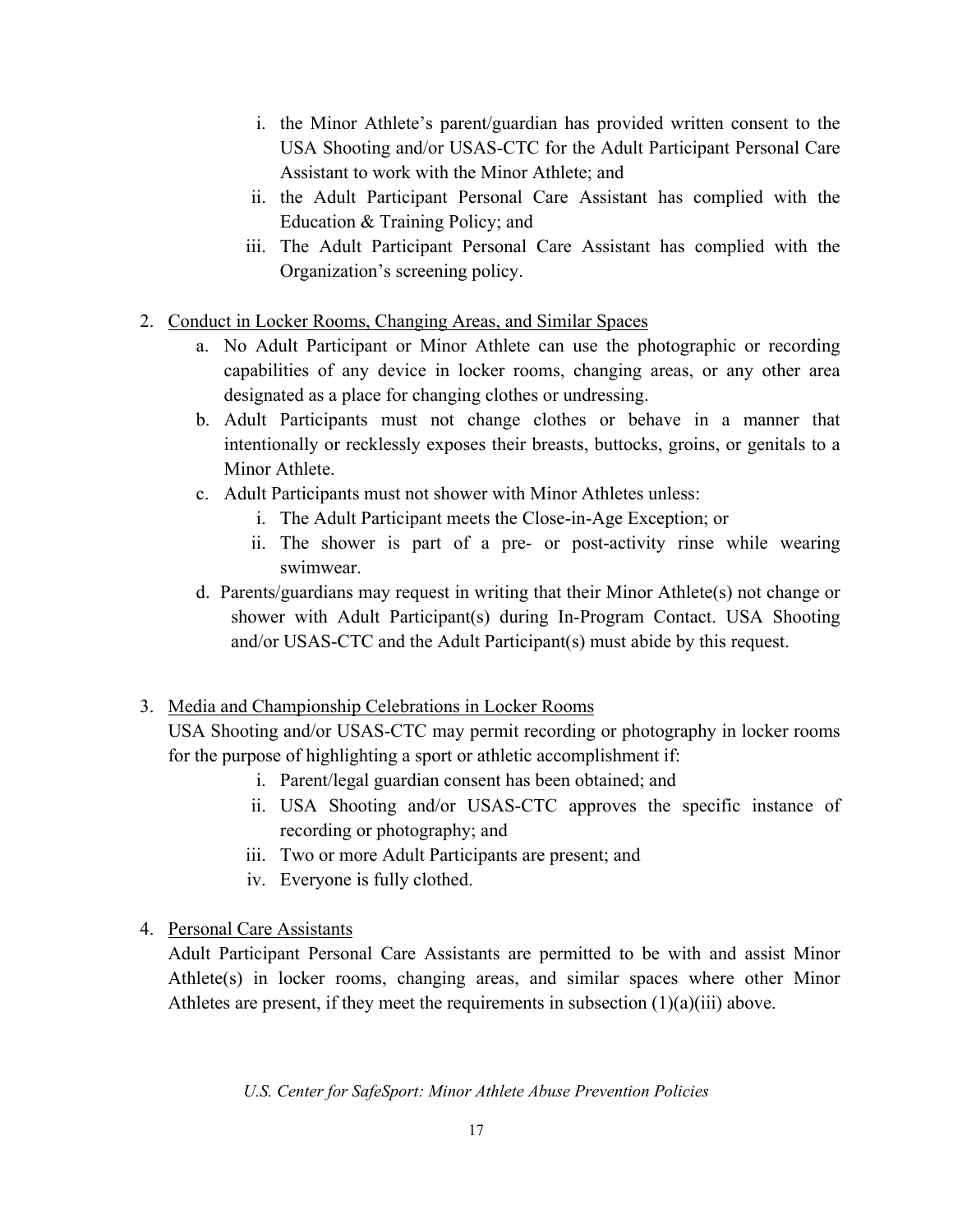i. the Minor Athlete's parent/guardian has provided written consent to the USA Shooting and/or USAS-CTC for the Adult Participant Personal Care Assistant to work with the Minor Athlete; and
   ii. the Adult Participant Personal Care Assistant has complied with the Education & Training Policy; and
   iii. The Adult Participant Personal Care Assistant has complied with the Organization's screening policy.

2. <u>Conduct in Locker Rooms, Changing Areas, and Similar Spaces</u>
   a. No Adult Participant or Minor Athlete can use the photographic or recording capabilities of any device in locker rooms, changing areas, or any other area designated as a place for changing clothes or undressing.
   b. Adult Participants must not change clothes or behave in a manner that intentionally or recklessly exposes their breasts, buttocks, groins, or genitals to a Minor Athlete.
   c. Adult Participants must not shower with Minor Athletes unless:
      i. The Adult Participant meets the Close-in-Age Exception; or
      ii. The shower is part of a pre- or post-activity rinse while wearing swimwear.
   d. Parents/guardians may request in writing that their Minor Athlete(s) not change or shower with Adult Participant(s) during In-Program Contact. USA Shooting and/or USAS-CTC and the Adult Participant(s) must abide by this request.

3. <u>Media and Championship Celebrations in Locker Rooms</u>
   USA Shooting and/or USAS-CTC may permit recording or photography in locker rooms for the purpose of highlighting a sport or athletic accomplishment if:
      i. Parent/legal guardian consent has been obtained; and
      ii. USA Shooting and/or USAS-CTC approves the specific instance of recording or photography; and
      iii. Two or more Adult Participants are present; and
      iv. Everyone is fully clothed.

4. <u>Personal Care Assistants</u>
   Adult Participant Personal Care Assistants are permitted to be with and assist Minor Athlete(s) in locker rooms, changing areas, and similar spaces where other Minor Athletes are present, if they meet the requirements in subsection (1)(a)(iii) above.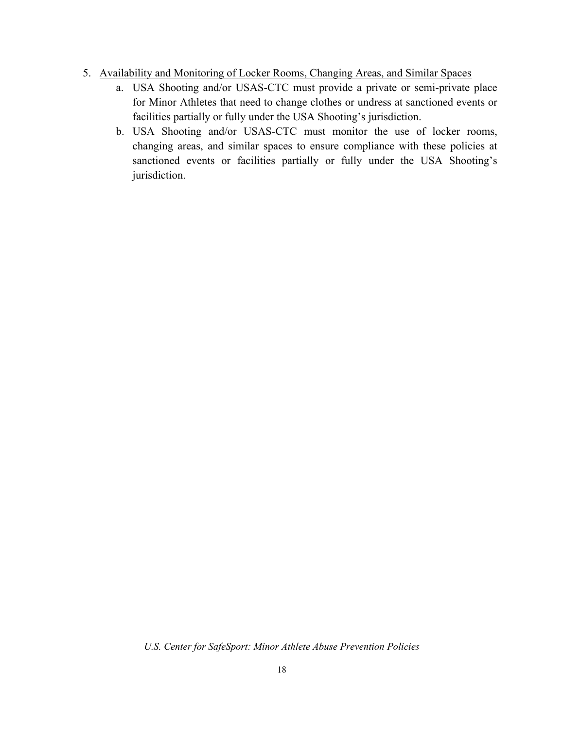5. <u>Availability and Monitoring of Locker Rooms, Changing Areas, and Similar Spaces</u>
    a. USA Shooting and/or USAS-CTC must provide a private or semi-private place for Minor Athletes that need to change clothes or undress at sanctioned events or facilities partially or fully under the USA Shooting's jurisdiction.
    b. USA Shooting and/or USAS-CTC must monitor the use of locker rooms, changing areas, and similar spaces to ensure compliance with these policies at sanctioned events or facilities partially or fully under the USA Shooting's jurisdiction.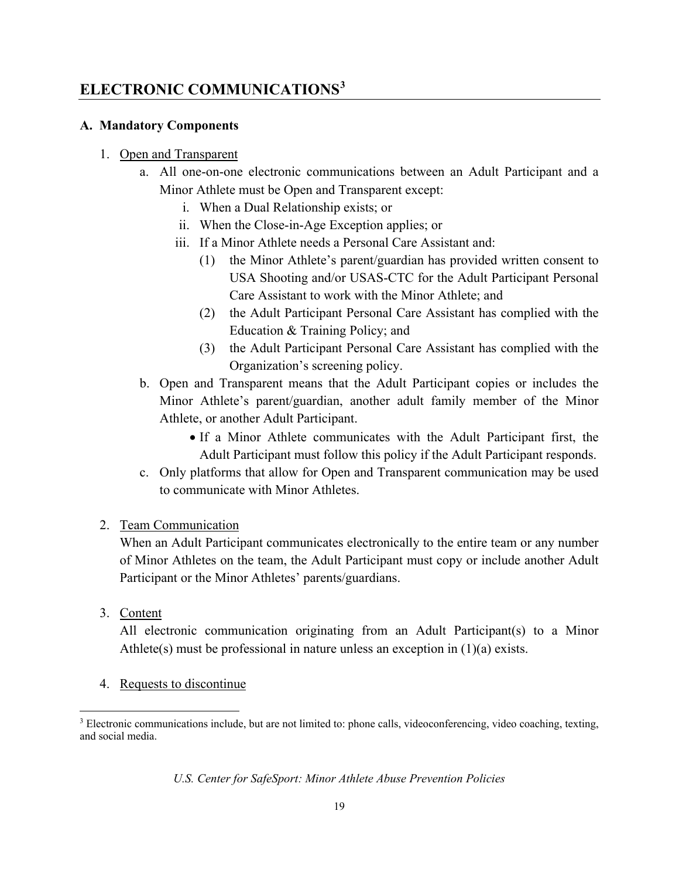## ELECTRONIC COMMUNICATIONS[3]

### A. Mandatory Components

1. Open and Transparent
   a. All one-on-one electronic communications between an Adult Participant and a Minor Athlete must be Open and Transparent except:
      i. When a Dual Relationship exists; or
      ii. When the Close-in-Age Exception applies; or
      iii. If a Minor Athlete needs a Personal Care Assistant and:
         (1) the Minor Athlete's parent/guardian has provided written consent to USA Shooting and/or USAS-CTC for the Adult Participant Personal Care Assistant to work with the Minor Athlete; and
         (2) the Adult Participant Personal Care Assistant has complied with the Education & Training Policy; and
         (3) the Adult Participant Personal Care Assistant has complied with the Organization's screening policy.

   b. Open and Transparent means that the Adult Participant copies or includes the Minor Athlete's parent/guardian, another adult family member of the Minor Athlete, or another Adult Participant.
      - If a Minor Athlete communicates with the Adult Participant first, the Adult Participant must follow this policy if the Adult Participant responds.

   c. Only platforms that allow for Open and Transparent communication may be used to communicate with Minor Athletes.

2. Team Communication
   When an Adult Participant communicates electronically to the entire team or any number of Minor Athletes on the team, the Adult Participant must copy or include another Adult Participant or the Minor Athletes' parents/guardians.

3. Content
   All electronic communication originating from an Adult Participant(s) to a Minor Athlete(s) must be professional in nature unless an exception in (1)(a) exists.

4. Requests to discontinue

[3] Electronic communications include, but are not limited to: phone calls, videoconferencing, video coaching, texting, and social media.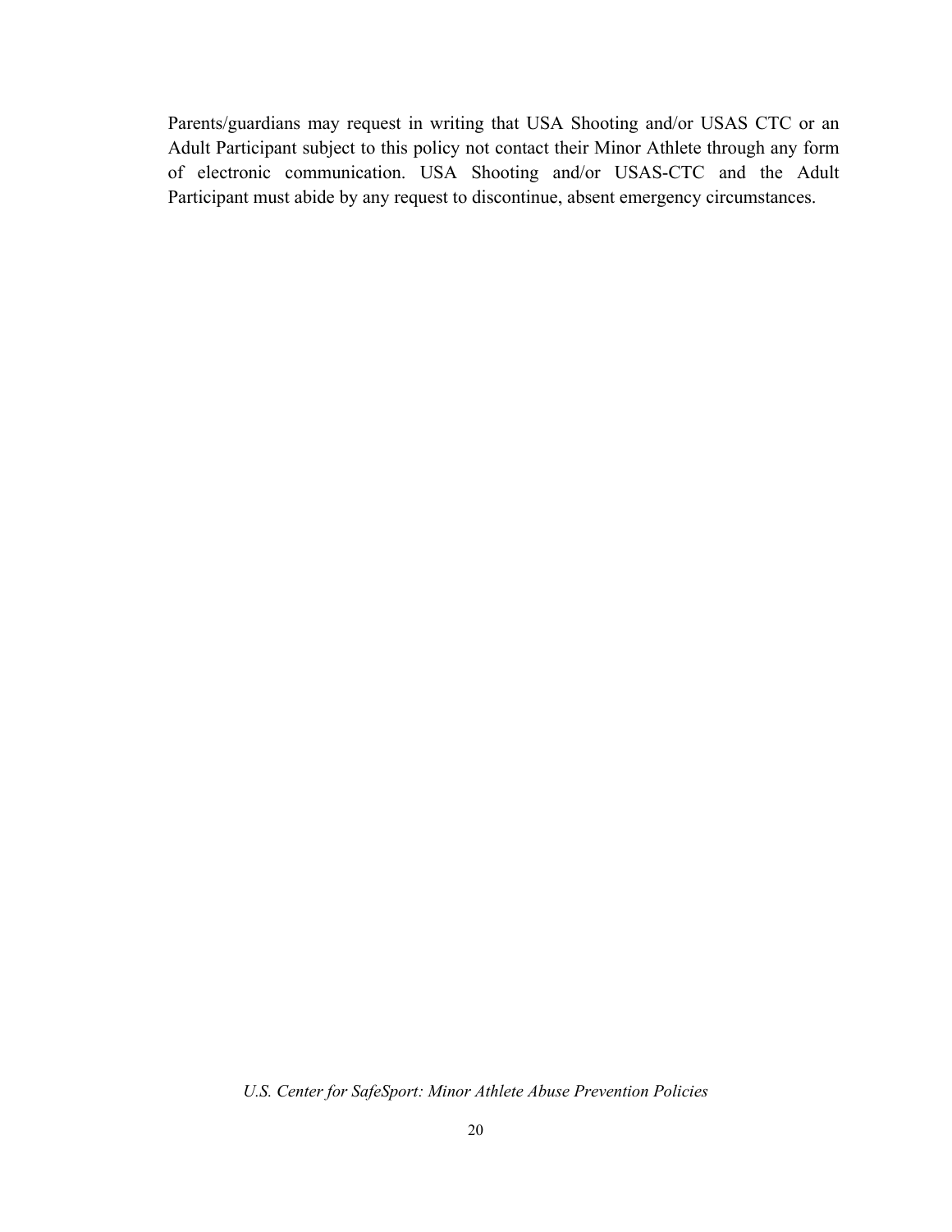Parents/guardians may request in writing that USA Shooting and/or USAS CTC or an Adult Participant subject to this policy not contact their Minor Athlete through any form of electronic communication. USA Shooting and/or USAS-CTC and the Adult Participant must abide by any request to discontinue, absent emergency circumstances.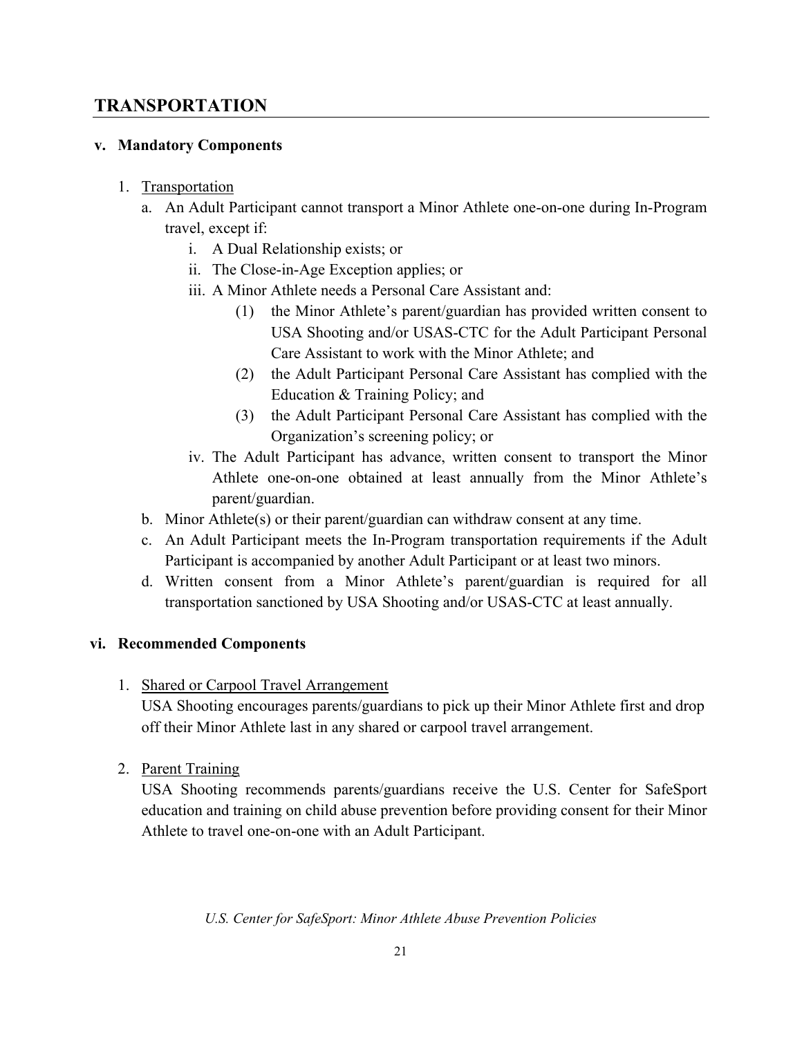## TRANSPORTATION

**v. Mandatory Components**

1. Transportation
   a. An Adult Participant cannot transport a Minor Athlete one-on-one during In-Program travel, except if:
      i. A Dual Relationship exists; or
      ii. The Close-in-Age Exception applies; or
      iii. A Minor Athlete needs a Personal Care Assistant and:
         (1) the Minor Athlete's parent/guardian has provided written consent to USA Shooting and/or USAS-CTC for the Adult Participant Personal Care Assistant to work with the Minor Athlete; and
         (2) the Adult Participant Personal Care Assistant has complied with the Education & Training Policy; and
         (3) the Adult Participant Personal Care Assistant has complied with the Organization's screening policy; or
      iv. The Adult Participant has advance, written consent to transport the Minor Athlete one-on-one obtained at least annually from the Minor Athlete's parent/guardian.
   b. Minor Athlete(s) or their parent/guardian can withdraw consent at any time.
   c. An Adult Participant meets the In-Program transportation requirements if the Adult Participant is accompanied by another Adult Participant or at least two minors.
   d. Written consent from a Minor Athlete's parent/guardian is required for all transportation sanctioned by USA Shooting and/or USAS-CTC at least annually.

**vi. Recommended Components**

1. Shared or Carpool Travel Arrangement
   USA Shooting encourages parents/guardians to pick up their Minor Athlete first and drop off their Minor Athlete last in any shared or carpool travel arrangement.

2. Parent Training
   USA Shooting recommends parents/guardians receive the U.S. Center for SafeSport education and training on child abuse prevention before providing consent for their Minor Athlete to travel one-on-one with an Adult Participant.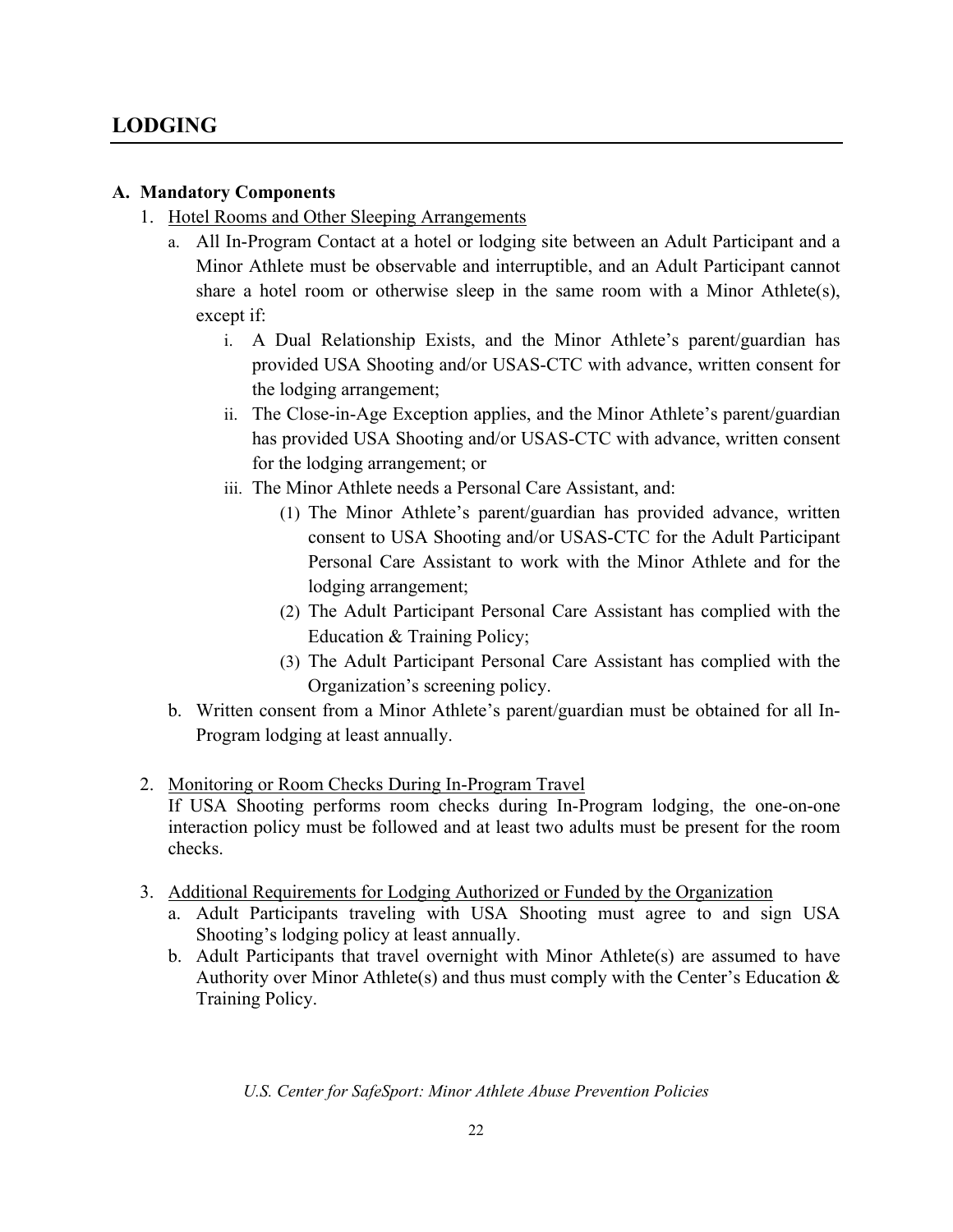# LODGING

## A. Mandatory Components

1. <u>Hotel Rooms and Other Sleeping Arrangements</u>
   a. All In-Program Contact at a hotel or lodging site between an Adult Participant and a Minor Athlete must be observable and interruptible, and an Adult Participant cannot share a hotel room or otherwise sleep in the same room with a Minor Athlete(s), except if:
      i. A Dual Relationship Exists, and the Minor Athlete's parent/guardian has provided USA Shooting and/or USAS-CTC with advance, written consent for the lodging arrangement;
      ii. The Close-in-Age Exception applies, and the Minor Athlete's parent/guardian has provided USA Shooting and/or USAS-CTC with advance, written consent for the lodging arrangement; or
      iii. The Minor Athlete needs a Personal Care Assistant, and:
         (1) The Minor Athlete's parent/guardian has provided advance, written consent to USA Shooting and/or USAS-CTC for the Adult Participant Personal Care Assistant to work with the Minor Athlete and for the lodging arrangement;
         (2) The Adult Participant Personal Care Assistant has complied with the Education & Training Policy;
         (3) The Adult Participant Personal Care Assistant has complied with the Organization's screening policy.

   b. Written consent from a Minor Athlete's parent/guardian must be obtained for all In-Program lodging at least annually.

2. <u>Monitoring or Room Checks During In-Program Travel</u>
   If USA Shooting performs room checks during In-Program lodging, the one-on-one interaction policy must be followed and at least two adults must be present for the room checks.

3. <u>Additional Requirements for Lodging Authorized or Funded by the Organization</u>
   a. Adult Participants traveling with USA Shooting must agree to and sign USA Shooting's lodging policy at least annually.
   b. Adult Participants that travel overnight with Minor Athlete(s) are assumed to have Authority over Minor Athlete(s) and thus must comply with the Center's Education & Training Policy.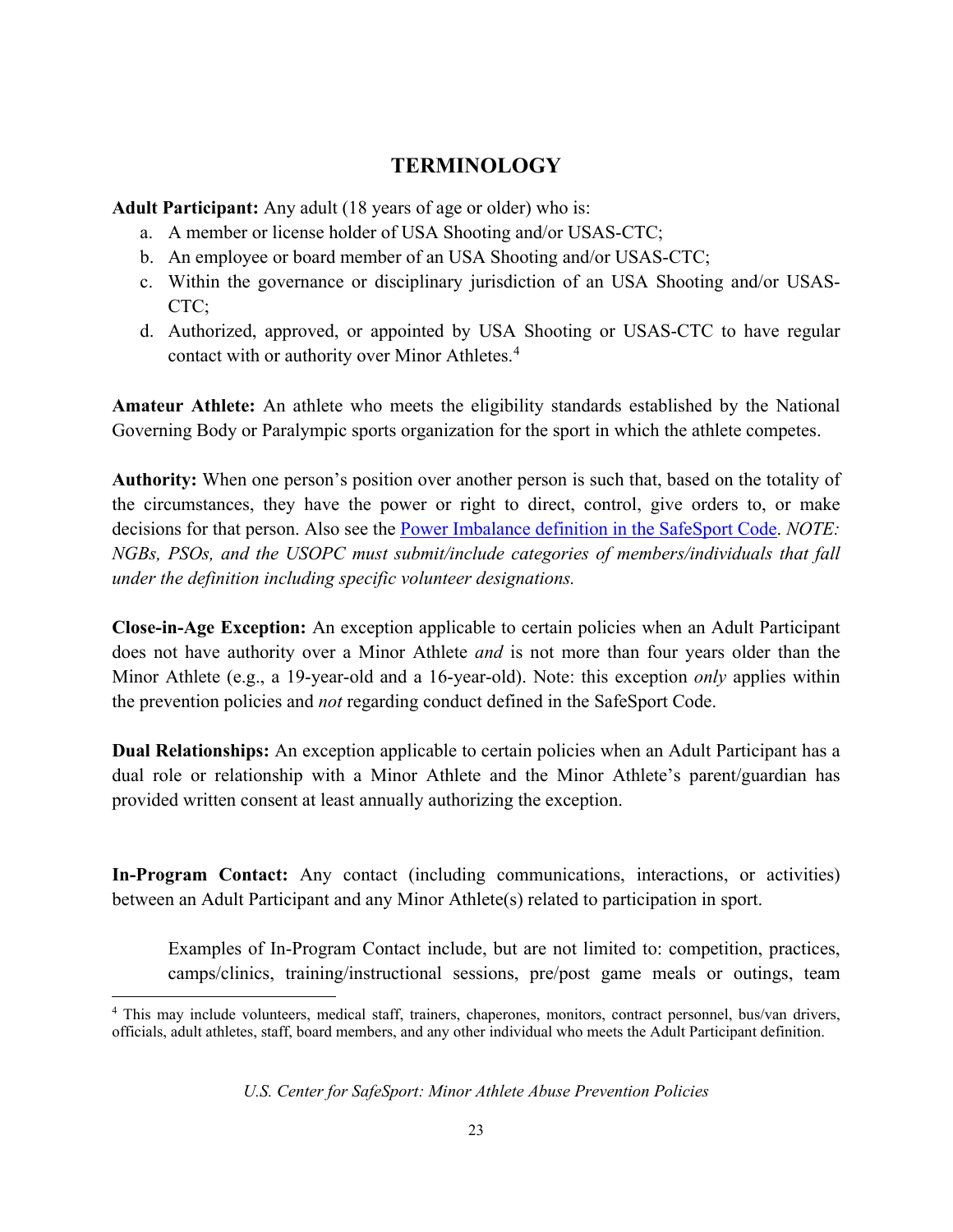## TERMINOLOGY

**Adult Participant:** Any adult (18 years of age or older) who is:

a. A member or license holder of USA Shooting and/or USAS-CTC;
b. An employee or board member of an USA Shooting and/or USAS-CTC;
c. Within the governance or disciplinary jurisdiction of an USA Shooting and/or USAS-CTC;
d. Authorized, approved, or appointed by USA Shooting or USAS-CTC to have regular contact with or authority over Minor Athletes.[4]

**Amateur Athlete:** An athlete who meets the eligibility standards established by the National Governing Body or Paralympic sports organization for the sport in which the athlete competes.

**Authority:** When one person's position over another person is such that, based on the totality of the circumstances, they have the power or right to direct, control, give orders to, or make decisions for that person. Also see the [Power Imbalance definition in the SafeSport Code](). *NOTE: NGBs, PSOs, and the USOPC must submit/include categories of members/individuals that fall under the definition including specific volunteer designations.*

**Close-in-Age Exception:** An exception applicable to certain policies when an Adult Participant does not have authority over a Minor Athlete *and* is not more than four years older than the Minor Athlete (e.g., a 19-year-old and a 16-year-old). Note: this exception *only* applies within the prevention policies and *not* regarding conduct defined in the SafeSport Code.

**Dual Relationships:** An exception applicable to certain policies when an Adult Participant has a dual role or relationship with a Minor Athlete and the Minor Athlete's parent/guardian has provided written consent at least annually authorizing the exception.

**In-Program Contact:** Any contact (including communications, interactions, or activities) between an Adult Participant and any Minor Athlete(s) related to participation in sport.

> Examples of In-Program Contact include, but are not limited to: competition, practices, camps/clinics, training/instructional sessions, pre/post game meals or outings, team

[4] This may include volunteers, medical staff, trainers, chaperones, monitors, contract personnel, bus/van drivers, officials, adult athletes, staff, board members, and any other individual who meets the Adult Participant definition.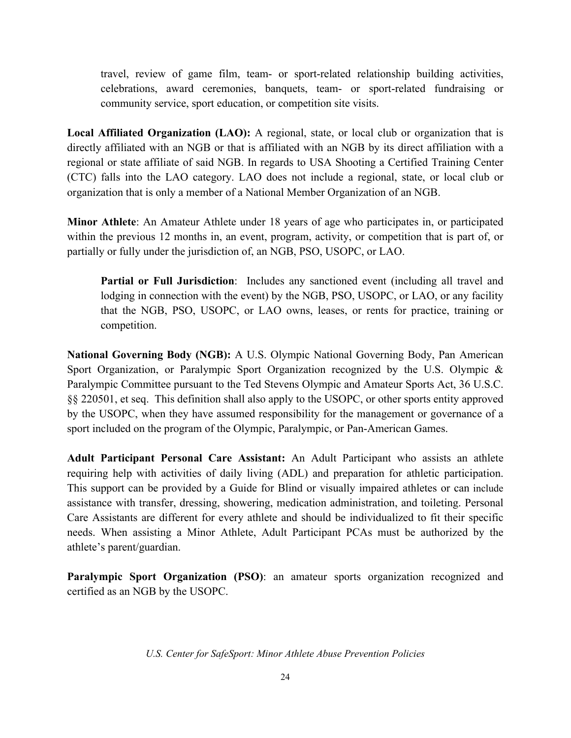travel, review of game film, team- or sport-related relationship building activities, celebrations, award ceremonies, banquets, team- or sport-related fundraising or community service, sport education, or competition site visits.

**Local Affiliated Organization (LAO):** A regional, state, or local club or organization that is directly affiliated with an NGB or that is affiliated with an NGB by its direct affiliation with a regional or state affiliate of said NGB. In regards to USA Shooting a Certified Training Center (CTC) falls into the LAO category. LAO does not include a regional, state, or local club or organization that is only a member of a National Member Organization of an NGB.

**Minor Athlete**: An Amateur Athlete under 18 years of age who participates in, or participated within the previous 12 months in, an event, program, activity, or competition that is part of, or partially or fully under the jurisdiction of, an NGB, PSO, USOPC, or LAO.

> **Partial or Full Jurisdiction**: Includes any sanctioned event (including all travel and lodging in connection with the event) by the NGB, PSO, USOPC, or LAO, or any facility that the NGB, PSO, USOPC, or LAO owns, leases, or rents for practice, training or competition.

**National Governing Body (NGB):** A U.S. Olympic National Governing Body, Pan American Sport Organization, or Paralympic Sport Organization recognized by the U.S. Olympic & Paralympic Committee pursuant to the Ted Stevens Olympic and Amateur Sports Act, 36 U.S.C. §§ 220501, et seq. This definition shall also apply to the USOPC, or other sports entity approved by the USOPC, when they have assumed responsibility for the management or governance of a sport included on the program of the Olympic, Paralympic, or Pan-American Games.

**Adult Participant Personal Care Assistant:** An Adult Participant who assists an athlete requiring help with activities of daily living (ADL) and preparation for athletic participation. This support can be provided by a Guide for Blind or visually impaired athletes or can include assistance with transfer, dressing, showering, medication administration, and toileting. Personal Care Assistants are different for every athlete and should be individualized to fit their specific needs. When assisting a Minor Athlete, Adult Participant PCAs must be authorized by the athlete's parent/guardian.

**Paralympic Sport Organization (PSO)**: an amateur sports organization recognized and certified as an NGB by the USOPC.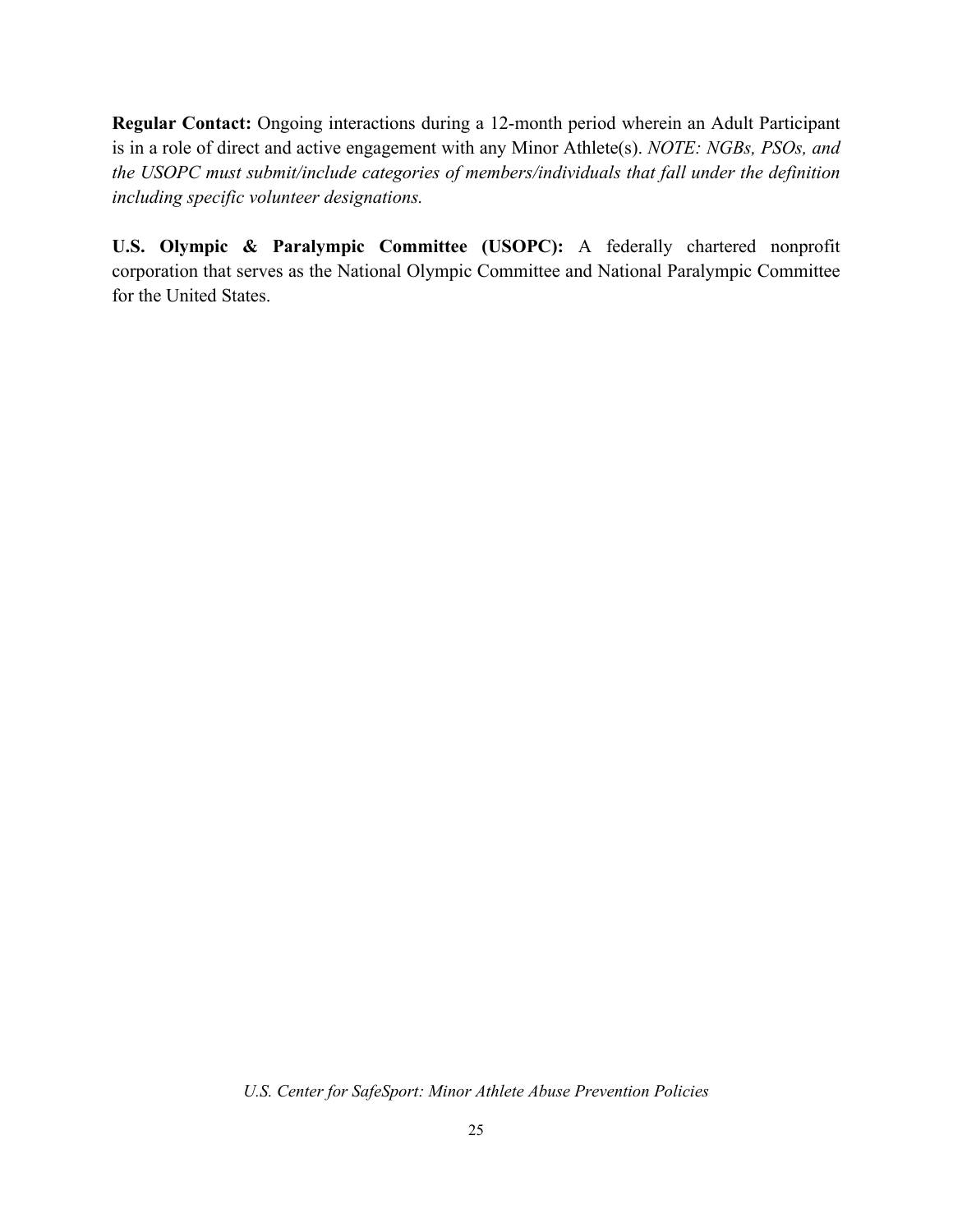**Regular Contact:** Ongoing interactions during a 12-month period wherein an Adult Participant is in a role of direct and active engagement with any Minor Athlete(s). *NOTE: NGBs, PSOs, and the USOPC must submit/include categories of members/individuals that fall under the definition including specific volunteer designations.*

**U.S. Olympic & Paralympic Committee (USOPC):** A federally chartered nonprofit corporation that serves as the National Olympic Committee and National Paralympic Committee for the United States.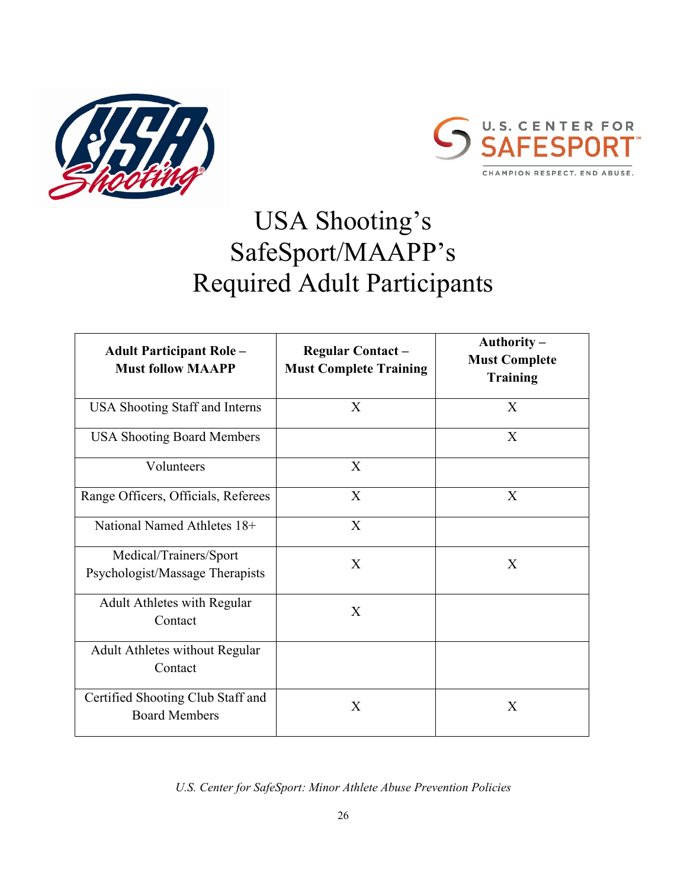# USA Shooting's SafeSport/MAAPP's Required Adult Participants

| Adult Participant Role – Must follow MAAPP | Regular Contact – Must Complete Training | Authority – Must Complete Training |
|---|---|---|
| USA Shooting Staff and Interns | X | X |
| USA Shooting Board Members | | X |
| Volunteers | X | |
| Range Officers, Officials, Referees | X | X |
| National Named Athletes 18+ | X | |
| Medical/Trainers/Sport Psychologist/Massage Therapists | X | X |
| Adult Athletes with Regular Contact | X | |
| Adult Athletes without Regular Contact | | |
| Certified Shooting Club Staff and Board Members | X | X |

*U.S. Center for SafeSport: Minor Athlete Abuse Prevention Policies*